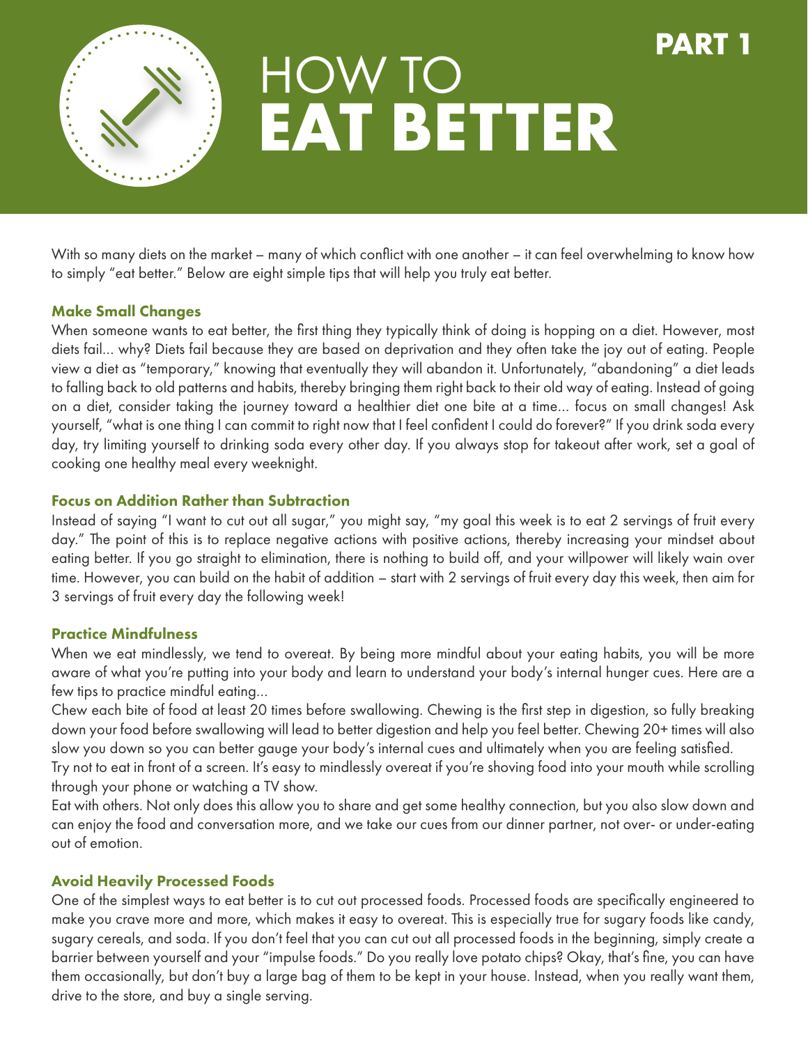**PART 1**

# HOW TO **EAT BETTER**

With so many diets on the market – many of which conflict with one another – it can feel overwhelming to know how to simply "eat better." Below are eight simple tips that will help you truly eat better.

### Make Small Changes

When someone wants to eat better, the first thing they typically think of doing is hopping on a diet. However, most diets fail... why? Diets fail because they are based on deprivation and they often take the joy out of eating. People view a diet as "temporary," knowing that eventually they will abandon it. Unfortunately, "abandoning" a diet leads to falling back to old patterns and habits, thereby bringing them right back to their old way of eating. Instead of going on a diet, consider taking the journey toward a healthier diet one bite at a time... focus on small changes! Ask yourself, "what is one thing I can commit to right now that I feel confident I could do forever?" If you drink soda every day, try limiting yourself to drinking soda every other day. If you always stop for takeout after work, set a goal of cooking one healthy meal every weeknight.

### Focus on Addition Rather than Subtraction

Instead of saying "I want to cut out all sugar," you might say, "my goal this week is to eat 2 servings of fruit every day." The point of this is to replace negative actions with positive actions, thereby increasing your mindset about eating better. If you go straight to elimination, there is nothing to build off, and your willpower will likely wain over time. However, you can build on the habit of addition – start with 2 servings of fruit every day this week, then aim for 3 servings of fruit every day the following week!

### Practice Mindfulness

When we eat mindlessly, we tend to overeat. By being more mindful about your eating habits, you will be more aware of what you're putting into your body and learn to understand your body's internal hunger cues. Here are a few tips to practice mindful eating...

Chew each bite of food at least 20 times before swallowing. Chewing is the first step in digestion, so fully breaking down your food before swallowing will lead to better digestion and help you feel better. Chewing 20+ times will also slow you down so you can better gauge your body's internal cues and ultimately when you are feeling satisfied.

Try not to eat in front of a screen. It's easy to mindlessly overeat if you're shoving food into your mouth while scrolling through your phone or watching a TV show.

Eat with others. Not only does this allow you to share and get some healthy connection, but you also slow down and can enjoy the food and conversation more, and we take our cues from our dinner partner, not over- or under-eating out of emotion.

### Avoid Heavily Processed Foods

One of the simplest ways to eat better is to cut out processed foods. Processed foods are specifically engineered to make you crave more and more, which makes it easy to overeat. This is especially true for sugary foods like candy, sugary cereals, and soda. If you don't feel that you can cut out all processed foods in the beginning, simply create a barrier between yourself and your "impulse foods." Do you really love potato chips? Okay, that's fine, you can have them occasionally, but don't buy a large bag of them to be kept in your house. Instead, when you really want them, drive to the store, and buy a single serving.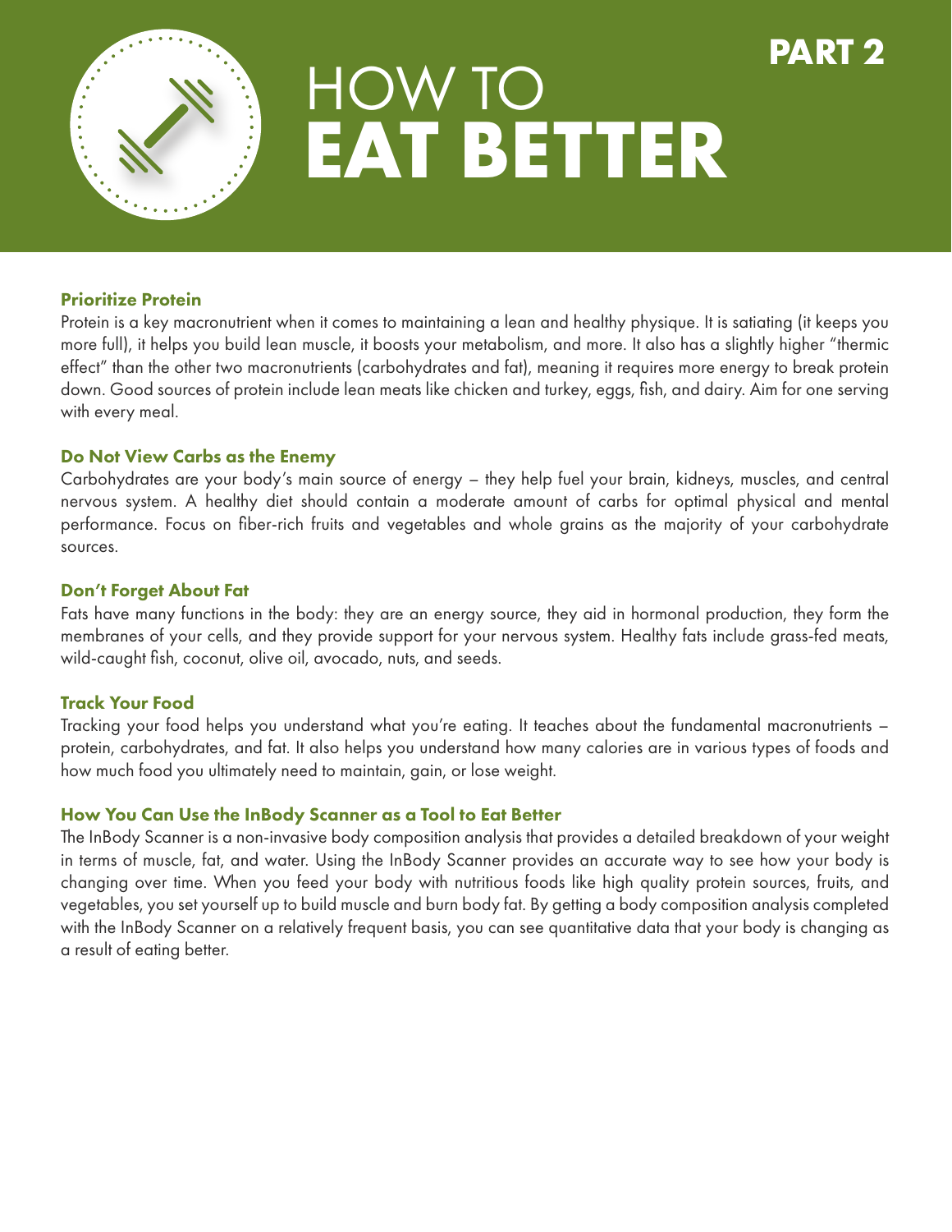PART 2

# HOW TO **EAT BETTER**

### Prioritize Protein

Protein is a key macronutrient when it comes to maintaining a lean and healthy physique. It is satiating (it keeps you more full), it helps you build lean muscle, it boosts your metabolism, and more. It also has a slightly higher "thermic effect" than the other two macronutrients (carbohydrates and fat), meaning it requires more energy to break protein down. Good sources of protein include lean meats like chicken and turkey, eggs, fish, and dairy. Aim for one serving with every meal.

### Do Not View Carbs as the Enemy

Carbohydrates are your body's main source of energy – they help fuel your brain, kidneys, muscles, and central nervous system. A healthy diet should contain a moderate amount of carbs for optimal physical and mental performance. Focus on fiber-rich fruits and vegetables and whole grains as the majority of your carbohydrate sources.

### Don't Forget About Fat

Fats have many functions in the body: they are an energy source, they aid in hormonal production, they form the membranes of your cells, and they provide support for your nervous system. Healthy fats include grass-fed meats, wild-caught fish, coconut, olive oil, avocado, nuts, and seeds.

### Track Your Food

Tracking your food helps you understand what you're eating. It teaches about the fundamental macronutrients – protein, carbohydrates, and fat. It also helps you understand how many calories are in various types of foods and how much food you ultimately need to maintain, gain, or lose weight.

### How You Can Use the InBody Scanner as a Tool to Eat Better

The InBody Scanner is a non-invasive body composition analysis that provides a detailed breakdown of your weight in terms of muscle, fat, and water. Using the InBody Scanner provides an accurate way to see how your body is changing over time. When you feed your body with nutritious foods like high quality protein sources, fruits, and vegetables, you set yourself up to build muscle and burn body fat. By getting a body composition analysis completed with the InBody Scanner on a relatively frequent basis, you can see quantitative data that your body is changing as a result of eating better.